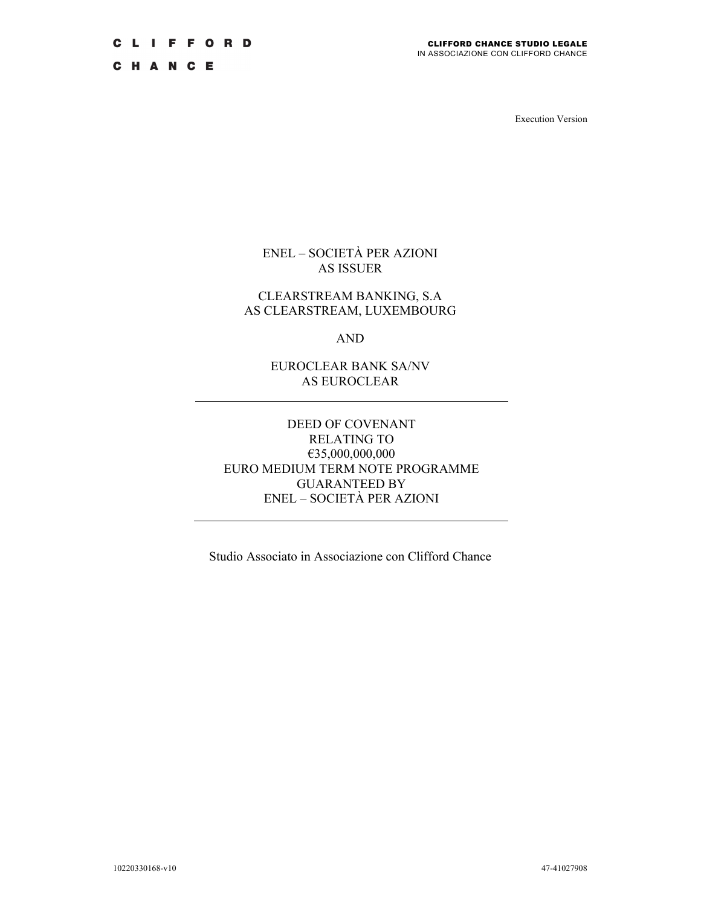CLIFFORD CHANCE

**CLIFFORD CHANCE STUDIO LEGALE**
IN ASSOCIAZIONE CON CLIFFORD CHANCE

Execution Version

ENEL – SOCIETÀ PER AZIONI
AS ISSUER

CLEARSTREAM BANKING, S.A
AS CLEARSTREAM, LUXEMBOURG

AND

EUROCLEAR BANK SA/NV
AS EUROCLEAR

---

DEED OF COVENANT
RELATING TO
€35,000,000,000
EURO MEDIUM TERM NOTE PROGRAMME
GUARANTEED BY
ENEL – SOCIETÀ PER AZIONI

---

Studio Associato in Associazione con Clifford Chance

10220330168-v10 47-41027908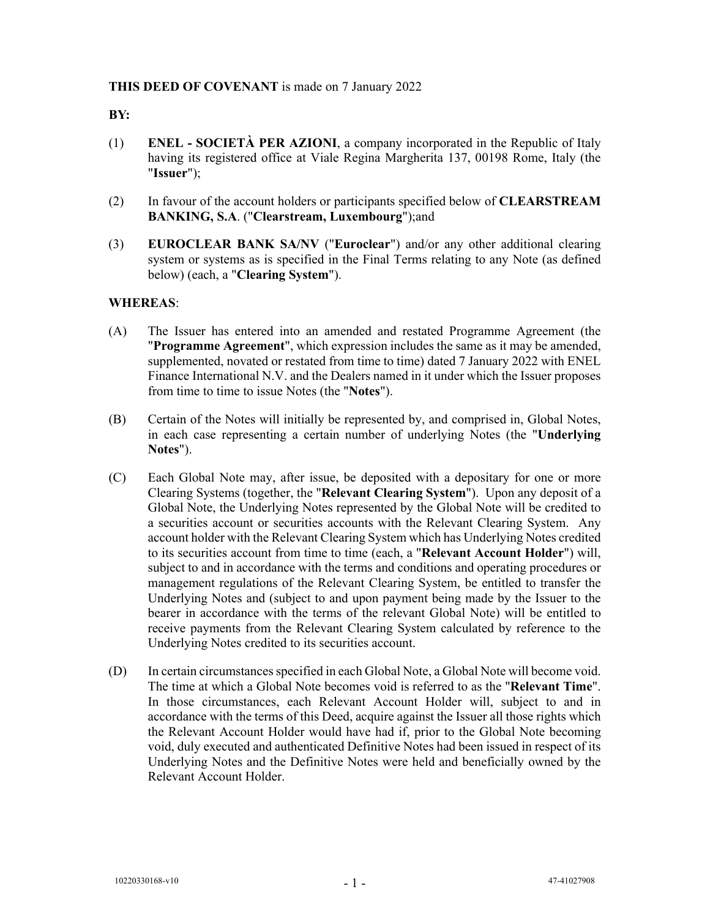**THIS DEED OF COVENANT** is made on 7 January 2022

**BY:**

(1) **ENEL - SOCIETÀ PER AZIONI**, a company incorporated in the Republic of Italy having its registered office at Viale Regina Margherita 137, 00198 Rome, Italy (the "**Issuer**");

(2) In favour of the account holders or participants specified below of **CLEARSTREAM BANKING, S.A**. ("**Clearstream, Luxembourg**");and

(3) **EUROCLEAR BANK SA/NV** ("**Euroclear**") and/or any other additional clearing system or systems as is specified in the Final Terms relating to any Note (as defined below) (each, a "**Clearing System**").

**WHEREAS**:

(A) The Issuer has entered into an amended and restated Programme Agreement (the "**Programme Agreement**", which expression includes the same as it may be amended, supplemented, novated or restated from time to time) dated 7 January 2022 with ENEL Finance International N.V. and the Dealers named in it under which the Issuer proposes from time to time to issue Notes (the "**Notes**").

(B) Certain of the Notes will initially be represented by, and comprised in, Global Notes, in each case representing a certain number of underlying Notes (the "**Underlying Notes**").

(C) Each Global Note may, after issue, be deposited with a depositary for one or more Clearing Systems (together, the "**Relevant Clearing System**"). Upon any deposit of a Global Note, the Underlying Notes represented by the Global Note will be credited to a securities account or securities accounts with the Relevant Clearing System. Any account holder with the Relevant Clearing System which has Underlying Notes credited to its securities account from time to time (each, a "**Relevant Account Holder**") will, subject to and in accordance with the terms and conditions and operating procedures or management regulations of the Relevant Clearing System, be entitled to transfer the Underlying Notes and (subject to and upon payment being made by the Issuer to the bearer in accordance with the terms of the relevant Global Note) will be entitled to receive payments from the Relevant Clearing System calculated by reference to the Underlying Notes credited to its securities account.

(D) In certain circumstances specified in each Global Note, a Global Note will become void. The time at which a Global Note becomes void is referred to as the "**Relevant Time**". In those circumstances, each Relevant Account Holder will, subject to and in accordance with the terms of this Deed, acquire against the Issuer all those rights which the Relevant Account Holder would have had if, prior to the Global Note becoming void, duly executed and authenticated Definitive Notes had been issued in respect of its Underlying Notes and the Definitive Notes were held and beneficially owned by the Relevant Account Holder.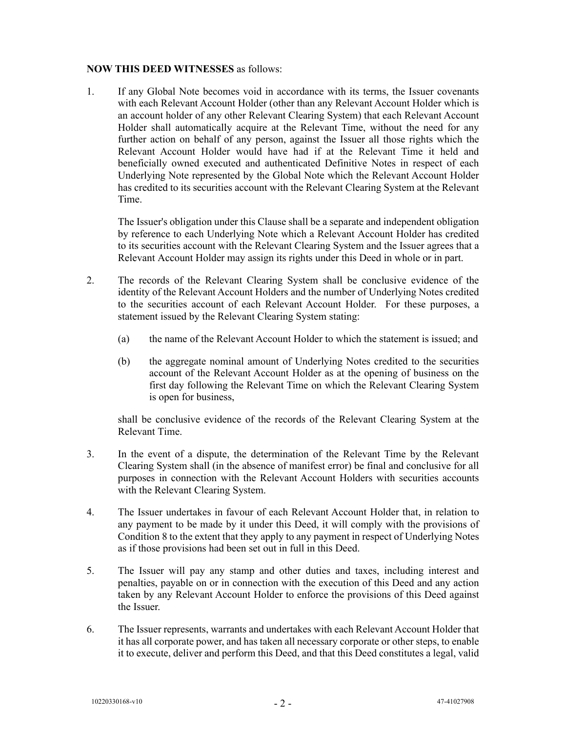**NOW THIS DEED WITNESSES** as follows:

1. If any Global Note becomes void in accordance with its terms, the Issuer covenants with each Relevant Account Holder (other than any Relevant Account Holder which is an account holder of any other Relevant Clearing System) that each Relevant Account Holder shall automatically acquire at the Relevant Time, without the need for any further action on behalf of any person, against the Issuer all those rights which the Relevant Account Holder would have had if at the Relevant Time it held and beneficially owned executed and authenticated Definitive Notes in respect of each Underlying Note represented by the Global Note which the Relevant Account Holder has credited to its securities account with the Relevant Clearing System at the Relevant Time.

   The Issuer's obligation under this Clause shall be a separate and independent obligation by reference to each Underlying Note which a Relevant Account Holder has credited to its securities account with the Relevant Clearing System and the Issuer agrees that a Relevant Account Holder may assign its rights under this Deed in whole or in part.

2. The records of the Relevant Clearing System shall be conclusive evidence of the identity of the Relevant Account Holders and the number of Underlying Notes credited to the securities account of each Relevant Account Holder. For these purposes, a statement issued by the Relevant Clearing System stating:

   (a) the name of the Relevant Account Holder to which the statement is issued; and

   (b) the aggregate nominal amount of Underlying Notes credited to the securities account of the Relevant Account Holder as at the opening of business on the first day following the Relevant Time on which the Relevant Clearing System is open for business,

   shall be conclusive evidence of the records of the Relevant Clearing System at the Relevant Time.

3. In the event of a dispute, the determination of the Relevant Time by the Relevant Clearing System shall (in the absence of manifest error) be final and conclusive for all purposes in connection with the Relevant Account Holders with securities accounts with the Relevant Clearing System.

4. The Issuer undertakes in favour of each Relevant Account Holder that, in relation to any payment to be made by it under this Deed, it will comply with the provisions of Condition 8 to the extent that they apply to any payment in respect of Underlying Notes as if those provisions had been set out in full in this Deed.

5. The Issuer will pay any stamp and other duties and taxes, including interest and penalties, payable on or in connection with the execution of this Deed and any action taken by any Relevant Account Holder to enforce the provisions of this Deed against the Issuer.

6. The Issuer represents, warrants and undertakes with each Relevant Account Holder that it has all corporate power, and has taken all necessary corporate or other steps, to enable it to execute, deliver and perform this Deed, and that this Deed constitutes a legal, valid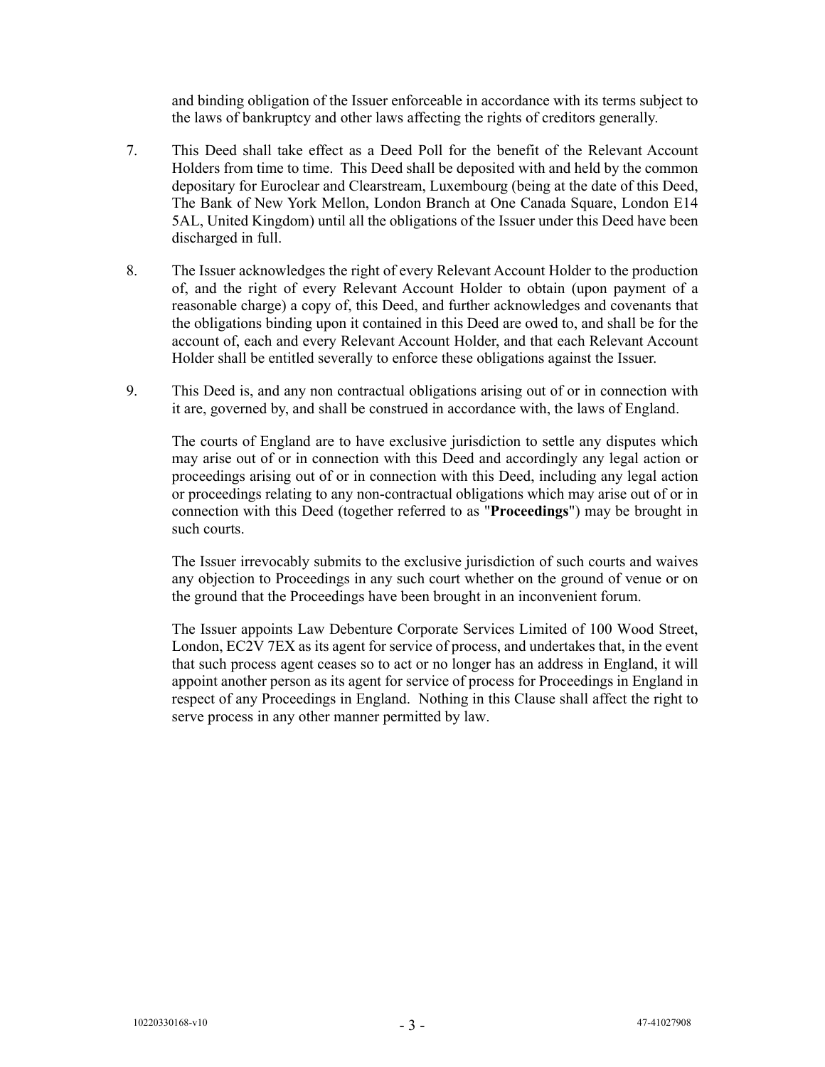and binding obligation of the Issuer enforceable in accordance with its terms subject to the laws of bankruptcy and other laws affecting the rights of creditors generally.

7. This Deed shall take effect as a Deed Poll for the benefit of the Relevant Account Holders from time to time. This Deed shall be deposited with and held by the common depositary for Euroclear and Clearstream, Luxembourg (being at the date of this Deed, The Bank of New York Mellon, London Branch at One Canada Square, London E14 5AL, United Kingdom) until all the obligations of the Issuer under this Deed have been discharged in full.

8. The Issuer acknowledges the right of every Relevant Account Holder to the production of, and the right of every Relevant Account Holder to obtain (upon payment of a reasonable charge) a copy of, this Deed, and further acknowledges and covenants that the obligations binding upon it contained in this Deed are owed to, and shall be for the account of, each and every Relevant Account Holder, and that each Relevant Account Holder shall be entitled severally to enforce these obligations against the Issuer.

9. This Deed is, and any non contractual obligations arising out of or in connection with it are, governed by, and shall be construed in accordance with, the laws of England.

   The courts of England are to have exclusive jurisdiction to settle any disputes which may arise out of or in connection with this Deed and accordingly any legal action or proceedings arising out of or in connection with this Deed, including any legal action or proceedings relating to any non-contractual obligations which may arise out of or in connection with this Deed (together referred to as "**Proceedings**") may be brought in such courts.

   The Issuer irrevocably submits to the exclusive jurisdiction of such courts and waives any objection to Proceedings in any such court whether on the ground of venue or on the ground that the Proceedings have been brought in an inconvenient forum.

   The Issuer appoints Law Debenture Corporate Services Limited of 100 Wood Street, London, EC2V 7EX as its agent for service of process, and undertakes that, in the event that such process agent ceases so to act or no longer has an address in England, it will appoint another person as its agent for service of process for Proceedings in England in respect of any Proceedings in England. Nothing in this Clause shall affect the right to serve process in any other manner permitted by law.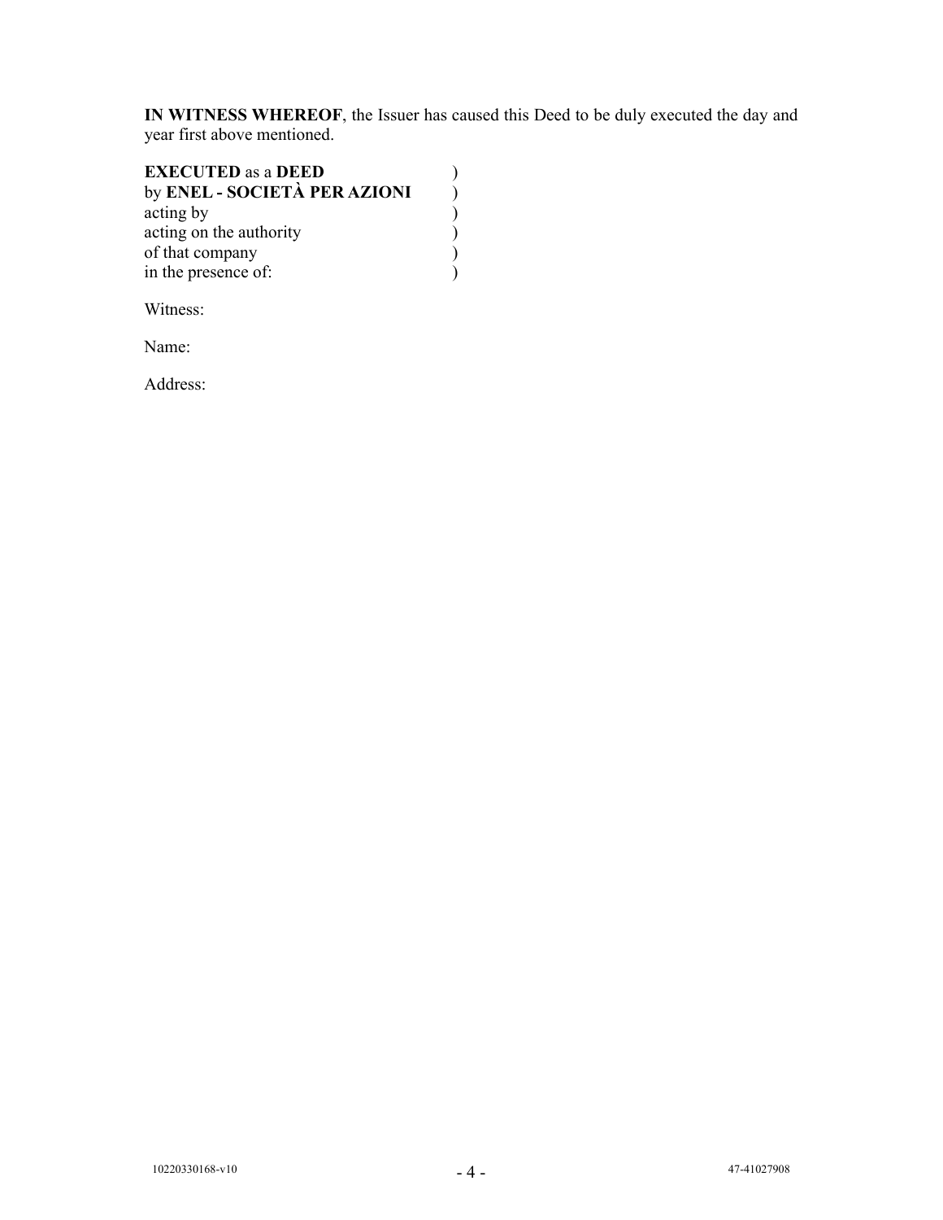**IN WITNESS WHEREOF**, the Issuer has caused this Deed to be duly executed the day and year first above mentioned.

**EXECUTED** as a **DEED** )
by **ENEL - SOCIETÀ PER AZIONI** )
acting by )
acting on the authority )
of that company )
in the presence of: )

Witness:

Name:

Address: